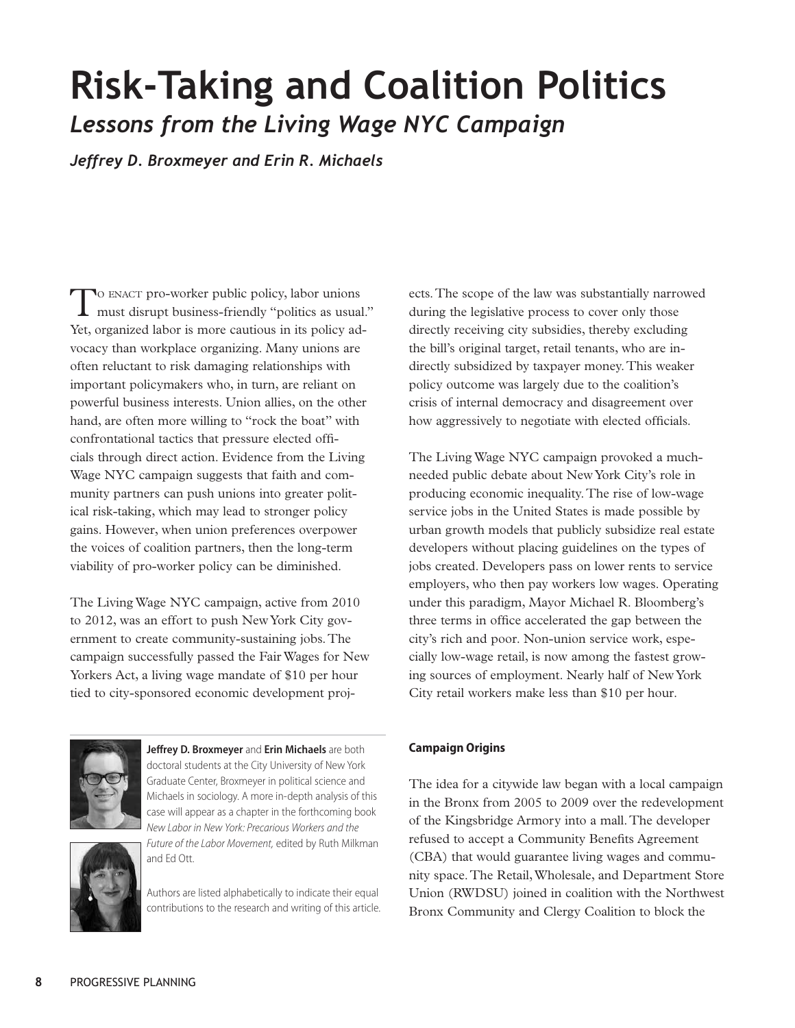# Risk-Taking and Coalition Politics

## *Lessons from the Living Wage NYC Campaign*

***Jeffrey D. Broxmeyer and Erin R. Michaels***

To enact pro-worker public policy, labor unions must disrupt business-friendly "politics as usual." Yet, organized labor is more cautious in its policy advocacy than workplace organizing. Many unions are often reluctant to risk damaging relationships with important policymakers who, in turn, are reliant on powerful business interests. Union allies, on the other hand, are often more willing to "rock the boat" with confrontational tactics that pressure elected officials through direct action. Evidence from the Living Wage NYC campaign suggests that faith and community partners can push unions into greater political risk-taking, which may lead to stronger policy gains. However, when union preferences overpower the voices of coalition partners, then the long-term viability of pro-worker policy can be diminished.

The Living Wage NYC campaign, active from 2010 to 2012, was an effort to push New York City government to create community-sustaining jobs. The campaign successfully passed the Fair Wages for New Yorkers Act, a living wage mandate of $10 per hour tied to city-sponsored economic development projects. The scope of the law was substantially narrowed during the legislative process to cover only those directly receiving city subsidies, thereby excluding the bill's original target, retail tenants, who are indirectly subsidized by taxpayer money. This weaker policy outcome was largely due to the coalition's crisis of internal democracy and disagreement over how aggressively to negotiate with elected officials.

The Living Wage NYC campaign provoked a much-needed public debate about New York City's role in producing economic inequality. The rise of low-wage service jobs in the United States is made possible by urban growth models that publicly subsidize real estate developers without placing guidelines on the types of jobs created. Developers pass on lower rents to service employers, who then pay workers low wages. Operating under this paradigm, Mayor Michael R. Bloomberg's three terms in office accelerated the gap between the city's rich and poor. Non-union service work, especially low-wage retail, is now among the fastest growing sources of employment. Nearly half of New York City retail workers make less than $10 per hour.

**Jeffrey D. Broxmeyer** and **Erin Michaels** are both doctoral students at the City University of New York Graduate Center, Broxmeyer in political science and Michaels in sociology. A more in-depth analysis of this case will appear as a chapter in the forthcoming book *New Labor in New York: Precarious Workers and the Future of the Labor Movement*, edited by Ruth Milkman and Ed Ott.

Authors are listed alphabetically to indicate their equal contributions to the research and writing of this article.

### Campaign Origins

The idea for a citywide law began with a local campaign in the Bronx from 2005 to 2009 over the redevelopment of the Kingsbridge Armory into a mall. The developer refused to accept a Community Benefits Agreement (CBA) that would guarantee living wages and community space. The Retail, Wholesale, and Department Store Union (RWDSU) joined in coalition with the Northwest Bronx Community and Clergy Coalition to block the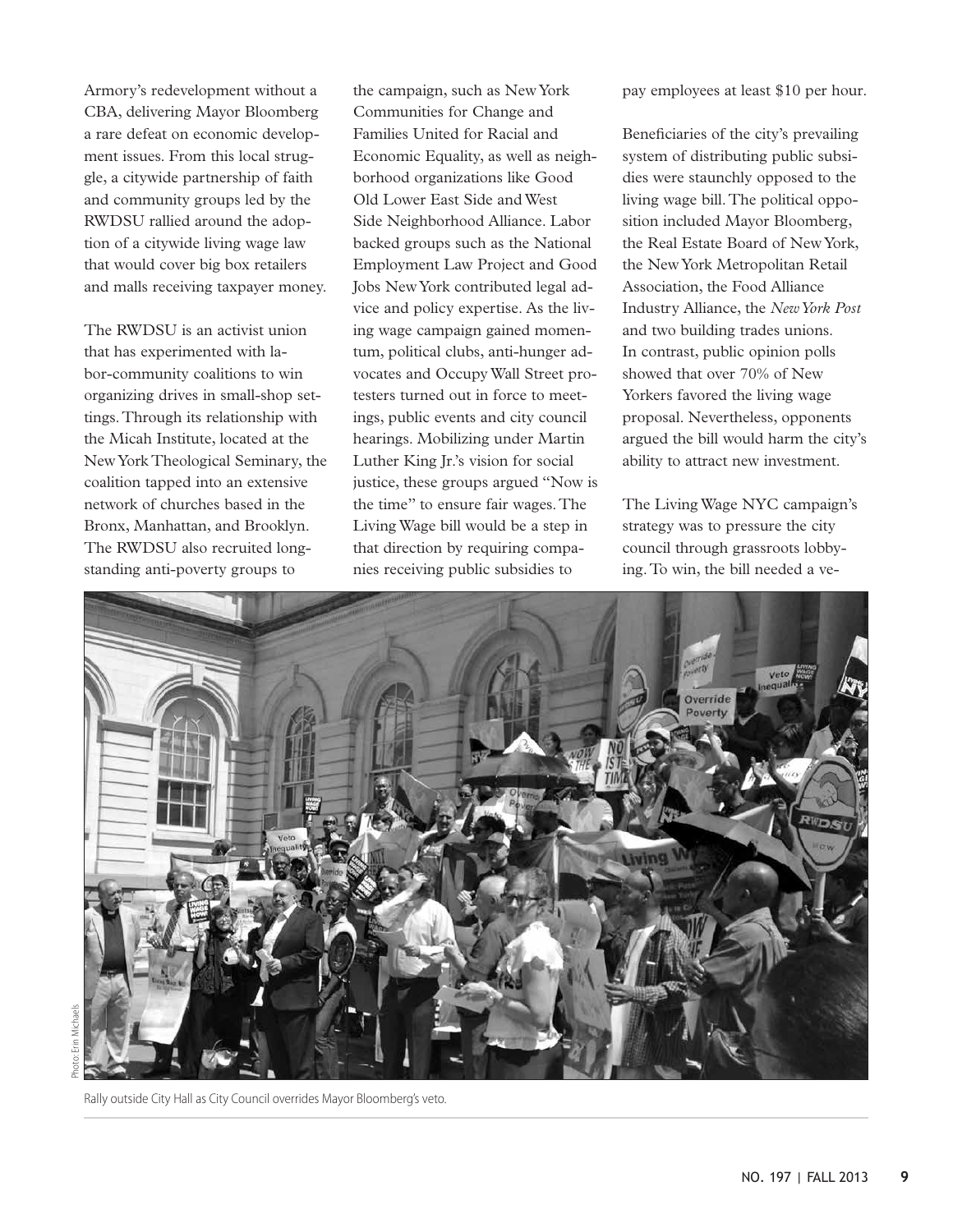Armory's redevelopment without a CBA, delivering Mayor Bloomberg a rare defeat on economic development issues. From this local struggle, a citywide partnership of faith and community groups led by the RWDSU rallied around the adoption of a citywide living wage law that would cover big box retailers and malls receiving taxpayer money.

The RWDSU is an activist union that has experimented with labor-community coalitions to win organizing drives in small-shop settings. Through its relationship with the Micah Institute, located at the New York Theological Seminary, the coalition tapped into an extensive network of churches based in the Bronx, Manhattan, and Brooklyn. The RWDSU also recruited longstanding anti-poverty groups to the campaign, such as New York Communities for Change and Families United for Racial and Economic Equality, as well as neighborhood organizations like Good Old Lower East Side and West Side Neighborhood Alliance. Labor backed groups such as the National Employment Law Project and Good Jobs New York contributed legal advice and policy expertise. As the living wage campaign gained momentum, political clubs, anti-hunger advocates and Occupy Wall Street protesters turned out in force to meetings, public events and city council hearings. Mobilizing under Martin Luther King Jr.'s vision for social justice, these groups argued "Now is the time" to ensure fair wages. The Living Wage bill would be a step in that direction by requiring companies receiving public subsidies to pay employees at least $10 per hour.

Beneficiaries of the city's prevailing system of distributing public subsidies were staunchly opposed to the living wage bill. The political opposition included Mayor Bloomberg, the Real Estate Board of New York, the New York Metropolitan Retail Association, the Food Alliance Industry Alliance, the *New York Post* and two building trades unions. In contrast, public opinion polls showed that over 70% of New Yorkers favored the living wage proposal. Nevertheless, opponents argued the bill would harm the city's ability to attract new investment.

The Living Wage NYC campaign's strategy was to pressure the city council through grassroots lobbying. To win, the bill needed a ve-

Photo: Erin Michaels

Rally outside City Hall as City Council overrides Mayor Bloomberg's veto.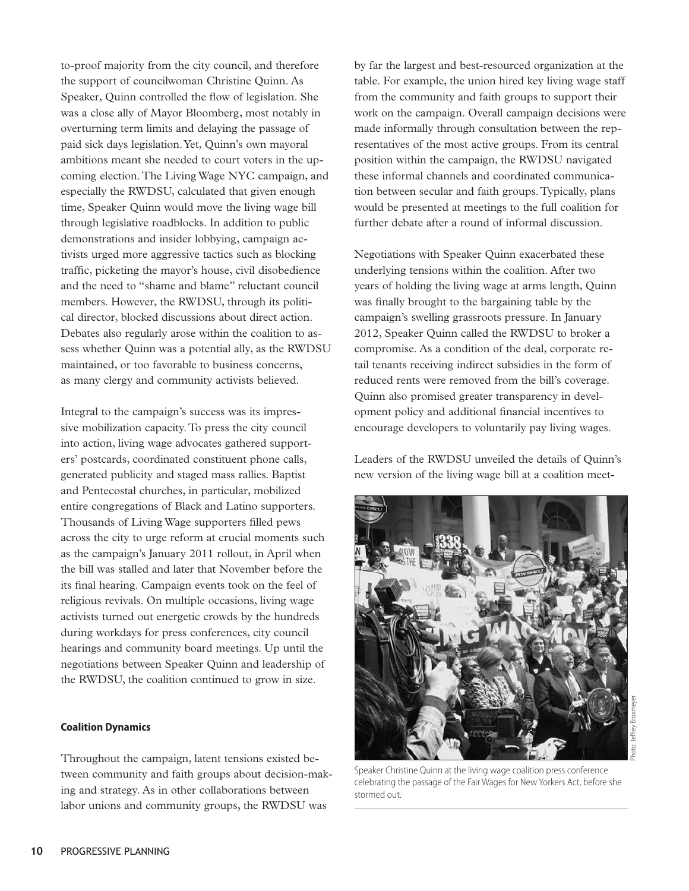to-proof majority from the city council, and therefore the support of councilwoman Christine Quinn. As Speaker, Quinn controlled the flow of legislation. She was a close ally of Mayor Bloomberg, most notably in overturning term limits and delaying the passage of paid sick days legislation. Yet, Quinn's own mayoral ambitions meant she needed to court voters in the upcoming election. The Living Wage NYC campaign, and especially the RWDSU, calculated that given enough time, Speaker Quinn would move the living wage bill through legislative roadblocks. In addition to public demonstrations and insider lobbying, campaign activists urged more aggressive tactics such as blocking traffic, picketing the mayor's house, civil disobedience and the need to "shame and blame" reluctant council members. However, the RWDSU, through its political director, blocked discussions about direct action. Debates also regularly arose within the coalition to assess whether Quinn was a potential ally, as the RWDSU maintained, or too favorable to business concerns, as many clergy and community activists believed.

Integral to the campaign's success was its impressive mobilization capacity. To press the city council into action, living wage advocates gathered supporters' postcards, coordinated constituent phone calls, generated publicity and staged mass rallies. Baptist and Pentecostal churches, in particular, mobilized entire congregations of Black and Latino supporters. Thousands of Living Wage supporters filled pews across the city to urge reform at crucial moments such as the campaign's January 2011 rollout, in April when the bill was stalled and later that November before the its final hearing. Campaign events took on the feel of religious revivals. On multiple occasions, living wage activists turned out energetic crowds by the hundreds during workdays for press conferences, city council hearings and community board meetings. Up until the negotiations between Speaker Quinn and leadership of the RWDSU, the coalition continued to grow in size.

#### Coalition Dynamics

Throughout the campaign, latent tensions existed between community and faith groups about decision-making and strategy. As in other collaborations between labor unions and community groups, the RWDSU was by far the largest and best-resourced organization at the table. For example, the union hired key living wage staff from the community and faith groups to support their work on the campaign. Overall campaign decisions were made informally through consultation between the representatives of the most active groups. From its central position within the campaign, the RWDSU navigated these informal channels and coordinated communication between secular and faith groups. Typically, plans would be presented at meetings to the full coalition for further debate after a round of informal discussion.

Negotiations with Speaker Quinn exacerbated these underlying tensions within the coalition. After two years of holding the living wage at arms length, Quinn was finally brought to the bargaining table by the campaign's swelling grassroots pressure. In January 2012, Speaker Quinn called the RWDSU to broker a compromise. As a condition of the deal, corporate retail tenants receiving indirect subsidies in the form of reduced rents were removed from the bill's coverage. Quinn also promised greater transparency in development policy and additional financial incentives to encourage developers to voluntarily pay living wages.

Leaders of the RWDSU unveiled the details of Quinn's new version of the living wage bill at a coalition meet-

Photo: Jeffrey Broxmeyer

Speaker Christine Quinn at the living wage coalition press conference celebrating the passage of the Fair Wages for New Yorkers Act, before she stormed out.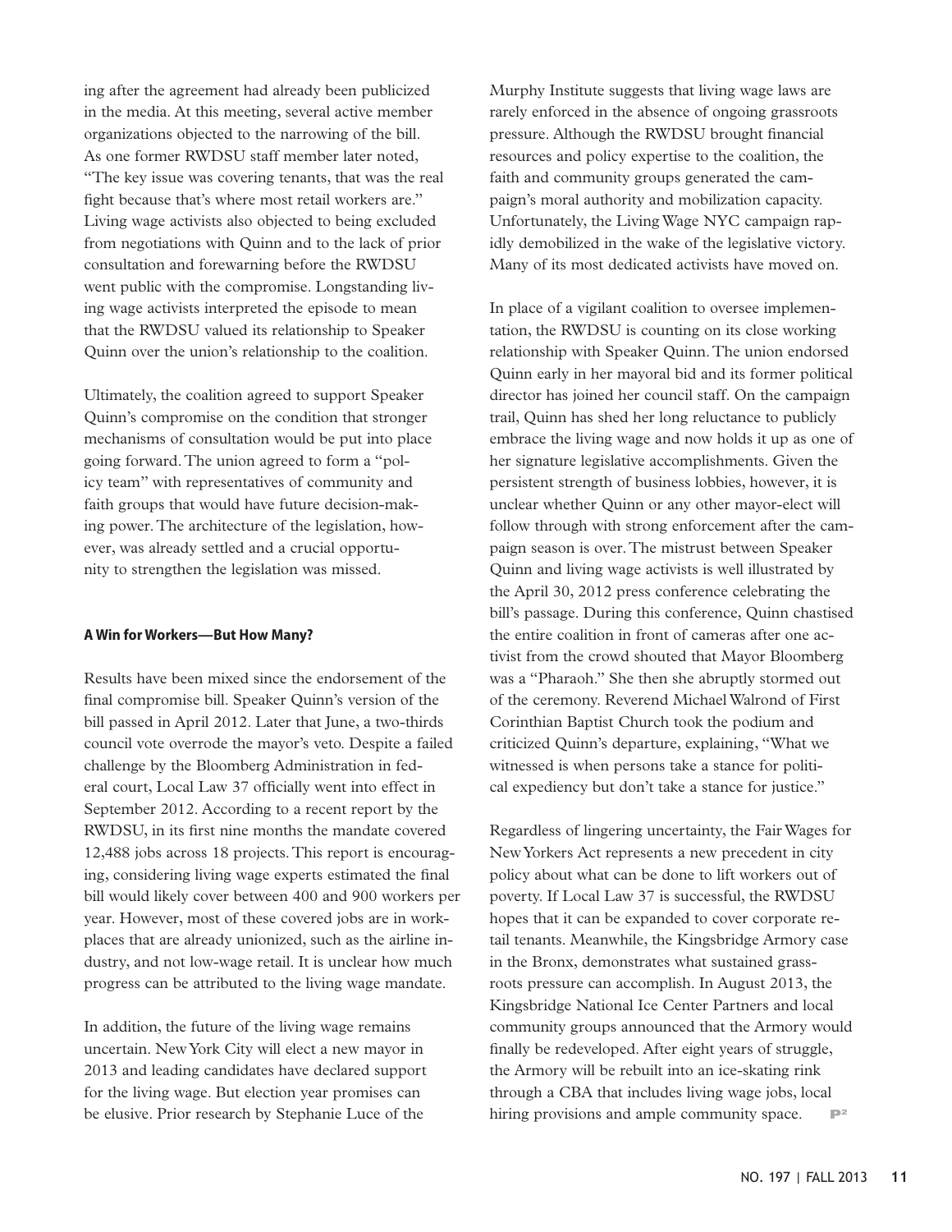ing after the agreement had already been publicized in the media. At this meeting, several active member organizations objected to the narrowing of the bill. As one former RWDSU staff member later noted, "The key issue was covering tenants, that was the real fight because that's where most retail workers are." Living wage activists also objected to being excluded from negotiations with Quinn and to the lack of prior consultation and forewarning before the RWDSU went public with the compromise. Longstanding living wage activists interpreted the episode to mean that the RWDSU valued its relationship to Speaker Quinn over the union's relationship to the coalition.

Ultimately, the coalition agreed to support Speaker Quinn's compromise on the condition that stronger mechanisms of consultation would be put into place going forward. The union agreed to form a "policy team" with representatives of community and faith groups that would have future decision-making power. The architecture of the legislation, however, was already settled and a crucial opportunity to strengthen the legislation was missed.

#### A Win for Workers—But How Many?

Results have been mixed since the endorsement of the final compromise bill. Speaker Quinn's version of the bill passed in April 2012. Later that June, a two-thirds council vote overrode the mayor's veto. Despite a failed challenge by the Bloomberg Administration in federal court, Local Law 37 officially went into effect in September 2012. According to a recent report by the RWDSU, in its first nine months the mandate covered 12,488 jobs across 18 projects. This report is encouraging, considering living wage experts estimated the final bill would likely cover between 400 and 900 workers per year. However, most of these covered jobs are in workplaces that are already unionized, such as the airline industry, and not low-wage retail. It is unclear how much progress can be attributed to the living wage mandate.

In addition, the future of the living wage remains uncertain. New York City will elect a new mayor in 2013 and leading candidates have declared support for the living wage. But election year promises can be elusive. Prior research by Stephanie Luce of the Murphy Institute suggests that living wage laws are rarely enforced in the absence of ongoing grassroots pressure. Although the RWDSU brought financial resources and policy expertise to the coalition, the faith and community groups generated the campaign's moral authority and mobilization capacity. Unfortunately, the Living Wage NYC campaign rapidly demobilized in the wake of the legislative victory. Many of its most dedicated activists have moved on.

In place of a vigilant coalition to oversee implementation, the RWDSU is counting on its close working relationship with Speaker Quinn. The union endorsed Quinn early in her mayoral bid and its former political director has joined her council staff. On the campaign trail, Quinn has shed her long reluctance to publicly embrace the living wage and now holds it up as one of her signature legislative accomplishments. Given the persistent strength of business lobbies, however, it is unclear whether Quinn or any other mayor-elect will follow through with strong enforcement after the campaign season is over. The mistrust between Speaker Quinn and living wage activists is well illustrated by the April 30, 2012 press conference celebrating the bill's passage. During this conference, Quinn chastised the entire coalition in front of cameras after one activist from the crowd shouted that Mayor Bloomberg was a "Pharaoh." She then she abruptly stormed out of the ceremony. Reverend Michael Walrond of First Corinthian Baptist Church took the podium and criticized Quinn's departure, explaining, "What we witnessed is when persons take a stance for political expediency but don't take a stance for justice."

Regardless of lingering uncertainty, the Fair Wages for New Yorkers Act represents a new precedent in city policy about what can be done to lift workers out of poverty. If Local Law 37 is successful, the RWDSU hopes that it can be expanded to cover corporate retail tenants. Meanwhile, the Kingsbridge Armory case in the Bronx, demonstrates what sustained grassroots pressure can accomplish. In August 2013, the Kingsbridge National Ice Center Partners and local community groups announced that the Armory would finally be redeveloped. After eight years of struggle, the Armory will be rebuilt into an ice-skating rink through a CBA that includes living wage jobs, local hiring provisions and ample community space.